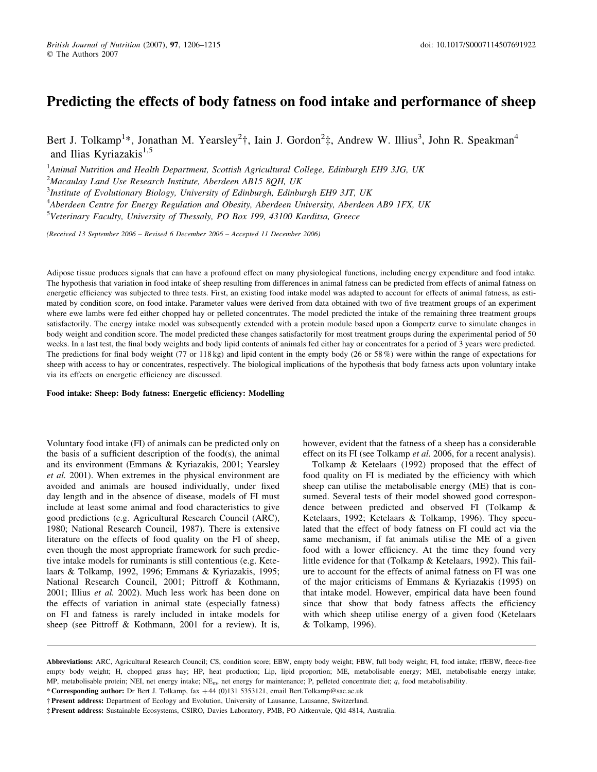# Predicting the effects of body fatness on food intake and performance of sheep

Bert J. Tolkamp[1]*, Jonathan M. Yearsley[2]†, Iain J. Gordon[2]‡, Andrew W. Illius[3], John R. Speakman[4] and Ilias Kyriazakis[1,5]

[1] *Animal Nutrition and Health Department, Scottish Agricultural College, Edinburgh EH9 3JG, UK*

[2] *Macaulay Land Use Research Institute, Aberdeen AB15 8QH, UK*

[3] *Institute of Evolutionary Biology, University of Edinburgh, Edinburgh EH9 3JT, UK*

[4] *Aberdeen Centre for Energy Regulation and Obesity, Aberdeen University, Aberdeen AB9 1FX, UK*

[5] *Veterinary Faculty, University of Thessaly, PO Box 199, 43100 Karditsa, Greece*

*(Received 13 September 2006 – Revised 6 December 2006 – Accepted 11 December 2006)*

Adipose tissue produces signals that can have a profound effect on many physiological functions, including energy expenditure and food intake. The hypothesis that variation in food intake of sheep resulting from differences in animal fatness can be predicted from effects of animal fatness on energetic efficiency was subjected to three tests. First, an existing food intake model was adapted to account for effects of animal fatness, as estimated by condition score, on food intake. Parameter values were derived from data obtained with two of five treatment groups of an experiment where ewe lambs were fed either chopped hay or pelleted concentrates. The model predicted the intake of the remaining three treatment groups satisfactorily. The energy intake model was subsequently extended with a protein module based upon a Gompertz curve to simulate changes in body weight and condition score. The model predicted these changes satisfactorily for most treatment groups during the experimental period of 50 weeks. In a last test, the final body weights and body lipid contents of animals fed either hay or concentrates for a period of 3 years were predicted. The predictions for final body weight (77 or 118 kg) and lipid content in the empty body (26 or 58 %) were within the range of expectations for sheep with access to hay or concentrates, respectively. The biological implications of the hypothesis that body fatness acts upon voluntary intake via its effects on energetic efficiency are discussed.

**Food intake: Sheep: Body fatness: Energetic efficiency: Modelling**

Voluntary food intake (FI) of animals can be predicted only on the basis of a sufficient description of the food(s), the animal and its environment (Emmans & Kyriazakis, 2001; Yearsley *et al.* 2001). When extremes in the physical environment are avoided and animals are housed individually, under fixed day length and in the absence of disease, models of FI must include at least some animal and food characteristics to give good predictions (e.g. Agricultural Research Council (ARC), 1980; National Research Council, 1987). There is extensive literature on the effects of food quality on the FI of sheep, even though the most appropriate framework for such predictive intake models for ruminants is still contentious (e.g. Ketelaars & Tolkamp, 1992, 1996; Emmans & Kyriazakis, 1995; National Research Council, 2001; Pittroff & Kothmann, 2001; Illius *et al.* 2002). Much less work has been done on the effects of variation in animal state (especially fatness) on FI and fatness is rarely included in intake models for sheep (see Pittroff & Kothmann, 2001 for a review). It is, however, evident that the fatness of a sheep has a considerable effect on its FI (see Tolkamp *et al.* 2006, for a recent analysis).

Tolkamp & Ketelaars (1992) proposed that the effect of food quality on FI is mediated by the efficiency with which sheep can utilise the metabolisable energy (ME) that is consumed. Several tests of their model showed good correspondence between predicted and observed FI (Tolkamp & Ketelaars, 1992; Ketelaars & Tolkamp, 1996). They speculated that the effect of body fatness on FI could act via the same mechanism, if fat animals utilise the ME of a given food with a lower efficiency. At the time they found very little evidence for that (Tolkamp & Ketelaars, 1992). This failure to account for the effects of animal fatness on FI was one of the major criticisms of Emmans & Kyriazakis (1995) on that intake model. However, empirical data have been found since that show that body fatness affects the efficiency with which sheep utilise energy of a given food (Ketelaars & Tolkamp, 1996).

**Abbreviations:** ARC, Agricultural Research Council; CS, condition score; EBW, empty body weight; FBW, full body weight; FI, food intake; ffEBW, fleece-free empty body weight; H, chopped grass hay; HP, heat production; Lip, lipid proportion; ME, metabolisable energy; MEI, metabolisable energy intake; MP, metabolisable protein; NEI, net energy intake; $NE_m$, net energy for maintenance; P, pelleted concentrate diet; $q$, food metabolisability.

\* **Corresponding author:** Dr Bert J. Tolkamp, fax +44 (0)131 5353121, email Bert.Tolkamp@sac.ac.uk

† **Present address:** Department of Ecology and Evolution, University of Lausanne, Lausanne, Switzerland.

‡ **Present address:** Sustainable Ecosystems, CSIRO, Davies Laboratory, PMB, PO Aitkenvale, Qld 4814, Australia.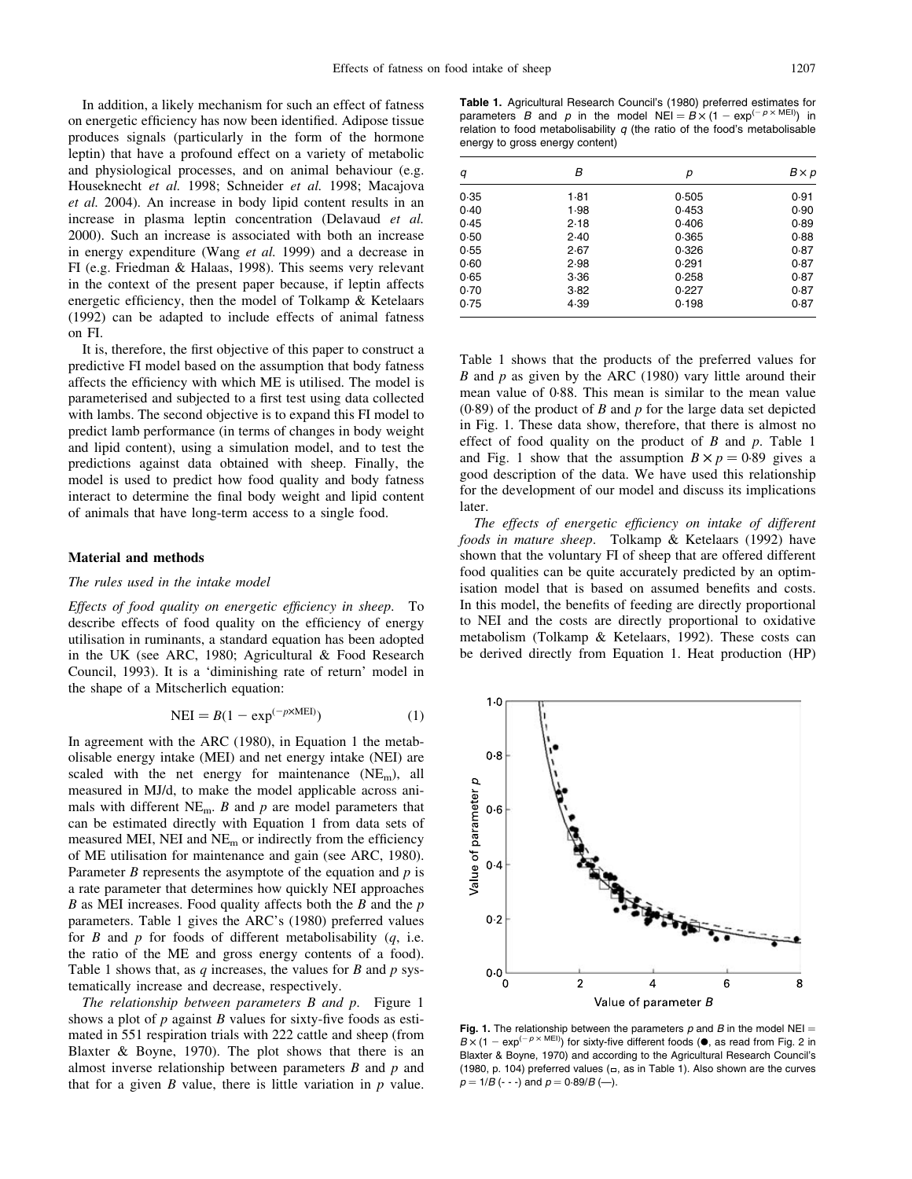In addition, a likely mechanism for such an effect of fatness on energetic efficiency has now been identified. Adipose tissue produces signals (particularly in the form of the hormone leptin) that have a profound effect on a variety of metabolic and physiological processes, and on animal behaviour (e.g. Houseknecht *et al.* 1998; Schneider *et al.* 1998; Macajova *et al.* 2004). An increase in body lipid content results in an increase in plasma leptin concentration (Delavaud *et al.* 2000). Such an increase is associated with both an increase in energy expenditure (Wang *et al.* 1999) and a decrease in FI (e.g. Friedman & Halaas, 1998). This seems very relevant in the context of the present paper because, if leptin affects energetic efficiency, then the model of Tolkamp & Ketelaars (1992) can be adapted to include effects of animal fatness on FI.

It is, therefore, the first objective of this paper to construct a predictive FI model based on the assumption that body fatness affects the efficiency with which ME is utilised. The model is parameterised and subjected to a first test using data collected with lambs. The second objective is to expand this FI model to predict lamb performance (in terms of changes in body weight and lipid content), using a simulation model, and to test the predictions against data obtained with sheep. Finally, the model is used to predict how food quality and body fatness interact to determine the final body weight and lipid content of animals that have long-term access to a single food.

## Material and methods

### The rules used in the intake model

*Effects of food quality on energetic efficiency in sheep.* To describe effects of food quality on the efficiency of energy utilisation in ruminants, a standard equation has been adopted in the UK (see ARC, 1980; Agricultural & Food Research Council, 1993). It is a 'diminishing rate of return' model in the shape of a Mitscherlich equation:

$$\text{NEI} = B(1 - \exp^{(-p \times \text{MEI})}) \qquad (1)$$

In agreement with the ARC (1980), in Equation 1 the metabolisable energy intake (MEI) and net energy intake (NEI) are scaled with the net energy for maintenance ($\text{NE}_m$), all measured in MJ/d, to make the model applicable across animals with different $\text{NE}_m$. $B$ and $p$ are model parameters that can be estimated directly with Equation 1 from data sets of measured MEI, NEI and $\text{NE}_m$ or indirectly from the efficiency of ME utilisation for maintenance and gain (see ARC, 1980). Parameter $B$ represents the asymptote of the equation and $p$ is a rate parameter that determines how quickly NEI approaches $B$ as MEI increases. Food quality affects both the $B$ and the $p$ parameters. Table 1 gives the ARC's (1980) preferred values for $B$ and $p$ for foods of different metabolisability ($q$, i.e. the ratio of the ME and gross energy contents of a food). Table 1 shows that, as $q$ increases, the values for $B$ and $p$ systematically increase and decrease, respectively.

*The relationship between parameters B and p.* Figure 1 shows a plot of $p$ against $B$ values for sixty-five foods as estimated in 551 respiration trials with 222 cattle and sheep (from Blaxter & Boyne, 1970). The plot shows that there is an almost inverse relationship between parameters $B$ and $p$ and that for a given $B$ value, there is little variation in $p$ value.

**Table 1.** Agricultural Research Council's (1980) preferred estimates for parameters $B$ and $p$ in the model $\text{NEI} = B \times (1 - \exp^{(-p \times \text{MEI})})$ in relation to food metabolisability $q$ (the ratio of the food's metabolisable energy to gross energy content)

| $q$ | $B$ | $p$ | $B \times p$ |
|---|---|---|---|
| 0·35 | 1·81 | 0·505 | 0·91 |
| 0·40 | 1·98 | 0·453 | 0·90 |
| 0·45 | 2·18 | 0·406 | 0·89 |
| 0·50 | 2·40 | 0·365 | 0·88 |
| 0·55 | 2·67 | 0·326 | 0·87 |
| 0·60 | 2·98 | 0·291 | 0·87 |
| 0·65 | 3·36 | 0·258 | 0·87 |
| 0·70 | 3·82 | 0·227 | 0·87 |
| 0·75 | 4·39 | 0·198 | 0·87 |

Table 1 shows that the products of the preferred values for $B$ and $p$ as given by the ARC (1980) vary little around their mean value of 0·88. This mean is similar to the mean value (0·89) of the product of $B$ and $p$ for the large data set depicted in Fig. 1. These data show, therefore, that there is almost no effect of food quality on the product of $B$ and $p$. Table 1 and Fig. 1 show that the assumption $B \times p = 0{\cdot}89$ gives a good description of the data. We have used this relationship for the development of our model and discuss its implications later.

*The effects of energetic efficiency on intake of different foods in mature sheep.* Tolkamp & Ketelaars (1992) have shown that the voluntary FI of sheep that are offered different food qualities can be quite accurately predicted by an optimisation model that is based on assumed benefits and costs. In this model, the benefits of feeding are directly proportional to NEI and the costs are directly proportional to oxidative metabolism (Tolkamp & Ketelaars, 1992). These costs can be derived directly from Equation 1. Heat production (HP)

**Fig. 1.** The relationship between the parameters $p$ and $B$ in the model $\text{NEI} = B \times (1 - \exp^{(-p \times \text{MEI})})$ for sixty-five different foods (●, as read from Fig. 2 in Blaxter & Boyne, 1970) and according to the Agricultural Research Council's (1980, p. 104) preferred values (□, as in Table 1). Also shown are the curves $p = 1/B$ (- - -) and $p = 0{\cdot}89/B$ (—).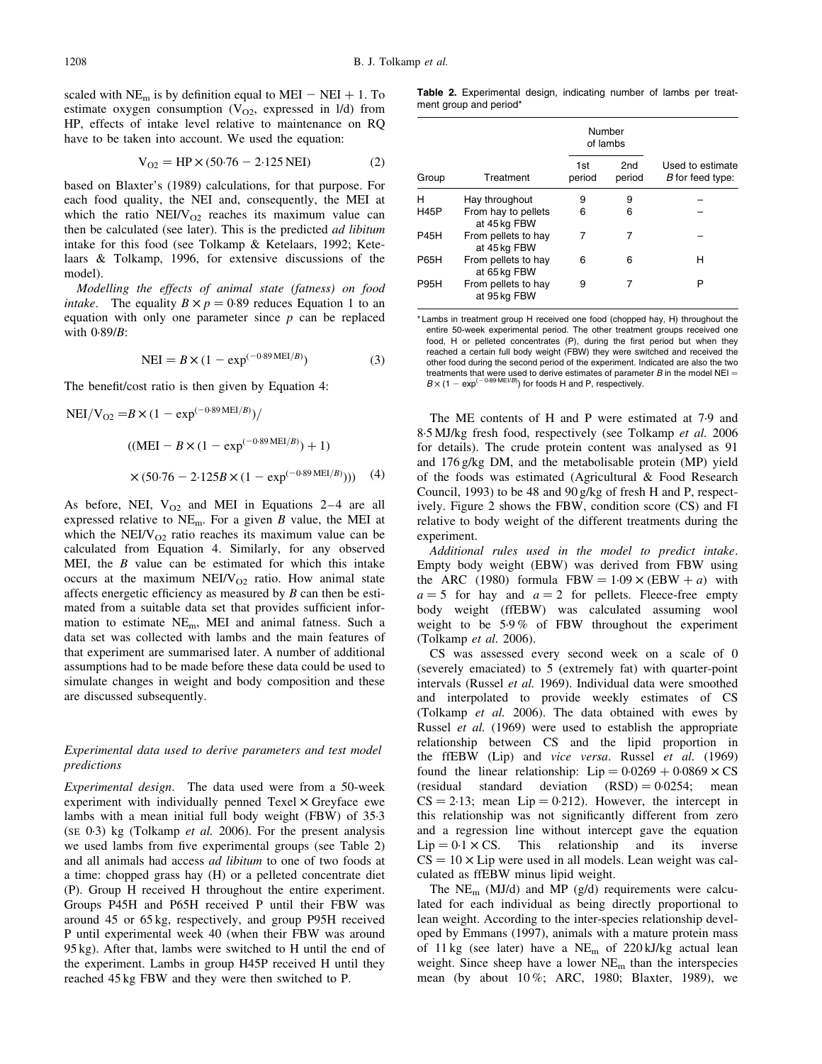scaled with $NE_m$ is by definition equal to MEI − NEI + 1. To estimate oxygen consumption ($V_{O2}$, expressed in l/d) from HP, effects of intake level relative to maintenance on RQ have to be taken into account. We used the equation:

$$V_{O2} = HP \times (50{\cdot}76 - 2{\cdot}125\,NEI) \quad (2)$$

based on Blaxter's (1989) calculations, for that purpose. For each food quality, the NEI and, consequently, the MEI at which the ratio $NEI/V_{O2}$ reaches its maximum value can then be calculated (see later). This is the predicted *ad libitum* intake for this food (see Tolkamp & Ketelaars, 1992; Ketelaars & Tolkamp, 1996, for extensive discussions of the model).

*Modelling the effects of animal state (fatness) on food intake*. The equality $B \times p = 0{\cdot}89$ reduces Equation 1 to an equation with only one parameter since $p$ can be replaced with $0{\cdot}89/B$:

$$NEI = B \times (1 - \exp^{(-0{\cdot}89\,MEI/B)}) \quad (3)$$

The benefit/cost ratio is then given by Equation 4:

$$NEI/V_{O2} = B \times (1 - \exp^{(-0{\cdot}89\,MEI/B)}) / ((MEI - B \times (1 - \exp^{(-0{\cdot}89\,MEI/B)}) + 1) \times (50{\cdot}76 - 2{\cdot}125 B \times (1 - \exp^{(-0{\cdot}89\,MEI/B)}))) \quad (4)$$

As before, NEI, $V_{O2}$ and MEI in Equations 2–4 are all expressed relative to $NE_m$. For a given $B$ value, the MEI at which the $NEI/V_{O2}$ ratio reaches its maximum value can be calculated from Equation 4. Similarly, for any observed MEI, the $B$ value can be estimated for which this intake occurs at the maximum $NEI/V_{O2}$ ratio. How animal state affects energetic efficiency as measured by $B$ can then be estimated from a suitable data set that provides sufficient information to estimate $NE_m$, MEI and animal fatness. Such a data set was collected with lambs and the main features of that experiment are summarised later. A number of additional assumptions had to be made before these data could be used to simulate changes in weight and body composition and these are discussed subsequently.

### Experimental data used to derive parameters and test model predictions

*Experimental design*. The data used were from a 50-week experiment with individually penned Texel × Greyface ewe lambs with a mean initial full body weight (FBW) of 35·3 (SE 0·3) kg (Tolkamp *et al.* 2006). For the present analysis we used lambs from five experimental groups (see Table 2) and all animals had access *ad libitum* to one of two foods at a time: chopped grass hay (H) or a pelleted concentrate diet (P). Group H received H throughout the entire experiment. Groups P45H and P65H received P until their FBW was around 45 or 65 kg, respectively, and group P95H received P until experimental week 40 (when their FBW was around 95 kg). After that, lambs were switched to H until the end of the experiment. Lambs in group H45P received H until they reached 45 kg FBW and they were then switched to P.

**Table 2.** Experimental design, indicating number of lambs per treatment group and period*

| Group | Treatment | Number of lambs | | Used to estimate $B$ for feed type: |
|---|---|---|---|---|
| | | 1st period | 2nd period | |
| H | Hay throughout | 9 | 9 | – |
| H45P | From hay to pellets at 45 kg FBW | 6 | 6 | – |
| P45H | From pellets to hay at 45 kg FBW | 7 | 7 | – |
| P65H | From pellets to hay at 65 kg FBW | 6 | 6 | H |
| P95H | From pellets to hay at 95 kg FBW | 9 | 7 | P |

\* Lambs in treatment group H received one food (chopped hay, H) throughout the entire 50-week experimental period. The other treatment groups received one food, H or pelleted concentrates (P), during the first period but when they reached a certain full body weight (FBW) they were switched and received the other food during the second period of the experiment. Indicated are also the two treatments that were used to derive estimates of parameter $B$ in the model $NEI = B \times (1 - \exp^{(-0{\cdot}89\,MEI/B)})$ for foods H and P, respectively.

The ME contents of H and P were estimated at 7·9 and 8·5 MJ/kg fresh food, respectively (see Tolkamp *et al.* 2006 for details). The crude protein content was analysed as 91 and 176 g/kg DM, and the metabolisable protein (MP) yield of the foods was estimated (Agricultural & Food Research Council, 1993) to be 48 and 90 g/kg of fresh H and P, respectively. Figure 2 shows the FBW, condition score (CS) and FI relative to body weight of the different treatments during the experiment.

*Additional rules used in the model to predict intake*. Empty body weight (EBW) was derived from FBW using the ARC (1980) formula $FBW = 1{\cdot}09 \times (EBW + a)$ with $a = 5$ for hay and $a = 2$ for pellets. Fleece-free empty body weight (ffEBW) was calculated assuming wool weight to be 5·9 % of FBW throughout the experiment (Tolkamp *et al.* 2006).

CS was assessed every second week on a scale of 0 (severely emaciated) to 5 (extremely fat) with quarter-point intervals (Russel *et al.* 1969). Individual data were smoothed and interpolated to provide weekly estimates of CS (Tolkamp *et al.* 2006). The data obtained with ewes by Russel *et al.* (1969) were used to establish the appropriate relationship between CS and the lipid proportion in the ffEBW (Lip) and *vice versa*. Russel *et al.* (1969) found the linear relationship: $Lip = 0{\cdot}0269 + 0{\cdot}0869 \times CS$ (residual standard deviation (RSD) = 0·0254; mean CS = 2·13; mean Lip = 0·212). However, the intercept in this relationship was not significantly different from zero and a regression line without intercept gave the equation $Lip = 0{\cdot}1 \times CS$. This relationship and its inverse $CS = 10 \times Lip$ were used in all models. Lean weight was calculated as ffEBW minus lipid weight.

The $NE_m$ (MJ/d) and MP (g/d) requirements were calculated for each individual as being directly proportional to lean weight. According to the inter-species relationship developed by Emmans (1997), animals with a mature protein mass of 11 kg (see later) have a $NE_m$ of 220 kJ/kg actual lean weight. Since sheep have a lower $NE_m$ than the interspecies mean (by about 10 %; ARC, 1980; Blaxter, 1989), we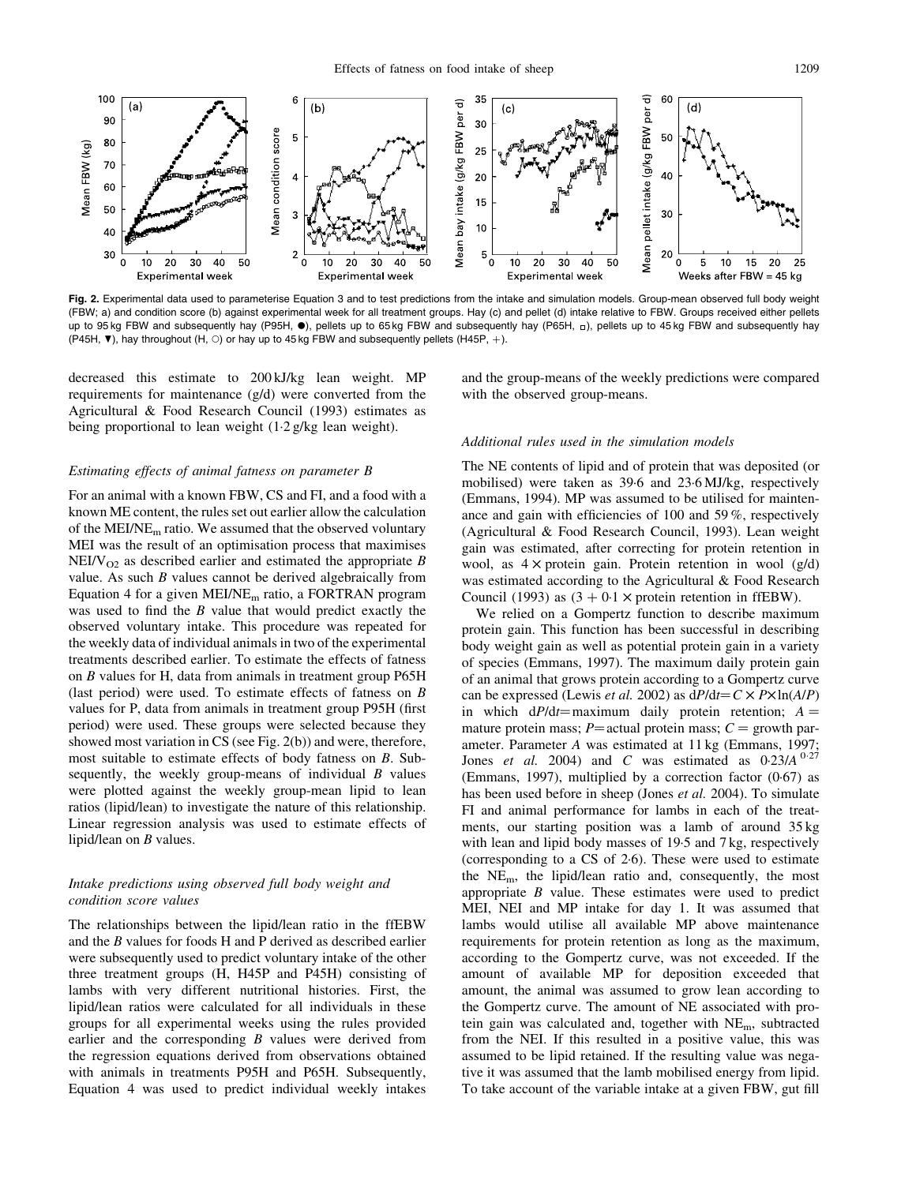**Fig. 2.** Experimental data used to parameterise Equation 3 and to test predictions from the intake and simulation models. Group-mean observed full body weight (FBW; a) and condition score (b) against experimental week for all treatment groups. Hay (c) and pellet (d) intake relative to FBW. Groups received either pellets up to 95 kg FBW and subsequently hay (P95H, ●), pellets up to 65 kg FBW and subsequently hay (P65H, □), pellets up to 45 kg FBW and subsequently hay (P45H, ▼), hay throughout (H, ○) or hay up to 45 kg FBW and subsequently pellets (H45P, +).

decreased this estimate to 200 kJ/kg lean weight. MP requirements for maintenance (g/d) were converted from the Agricultural & Food Research Council (1993) estimates as being proportional to lean weight (1·2 g/kg lean weight).

### *Estimating effects of animal fatness on parameter B*

For an animal with a known FBW, CS and FI, and a food with a known ME content, the rules set out earlier allow the calculation of the MEI/$NE_m$ ratio. We assumed that the observed voluntary MEI was the result of an optimisation process that maximises NEI/$V_{O2}$ as described earlier and estimated the appropriate *B* value. As such *B* values cannot be derived algebraically from Equation 4 for a given MEI/$NE_m$ ratio, a FORTRAN program was used to find the *B* value that would predict exactly the observed voluntary intake. This procedure was repeated for the weekly data of individual animals in two of the experimental treatments described earlier. To estimate the effects of fatness on *B* values for H, data from animals in treatment group P65H (last period) were used. To estimate effects of fatness on *B* values for P, data from animals in treatment group P95H (first period) were used. These groups were selected because they showed most variation in CS (see Fig. 2(b)) and were, therefore, most suitable to estimate effects of body fatness on *B*. Subsequently, the weekly group-means of individual *B* values were plotted against the weekly group-mean lipid to lean ratios (lipid/lean) to investigate the nature of this relationship. Linear regression analysis was used to estimate effects of lipid/lean on *B* values.

### *Intake predictions using observed full body weight and condition score values*

The relationships between the lipid/lean ratio in the ffEBW and the *B* values for foods H and P derived as described earlier were subsequently used to predict voluntary intake of the other three treatment groups (H, H45P and P45H) consisting of lambs with very different nutritional histories. First, the lipid/lean ratios were calculated for all individuals in these groups for all experimental weeks using the rules provided earlier and the corresponding *B* values were derived from the regression equations derived from observations obtained with animals in treatments P95H and P65H. Subsequently, Equation 4 was used to predict individual weekly intakes and the group-means of the weekly predictions were compared with the observed group-means.

### *Additional rules used in the simulation models*

The NE contents of lipid and of protein that was deposited (or mobilised) were taken as 39·6 and 23·6 MJ/kg, respectively (Emmans, 1994). MP was assumed to be utilised for maintenance and gain with efficiencies of 100 and 59 %, respectively (Agricultural & Food Research Council, 1993). Lean weight gain was estimated, after correcting for protein retention in wool, as $4 \times$ protein gain. Protein retention in wool (g/d) was estimated according to the Agricultural & Food Research Council (1993) as ($3 + 0{\cdot}1 \times$ protein retention in ffEBW).

We relied on a Gompertz function to describe maximum protein gain. This function has been successful in describing body weight gain as well as potential protein gain in a variety of species (Emmans, 1997). The maximum daily protein gain of an animal that grows protein according to a Gompertz curve can be expressed (Lewis *et al.* 2002) as $dP/dt = C \times P \times \ln(A/P)$ in which $dP/dt$ = maximum daily protein retention; $A$ = mature protein mass; $P$ = actual protein mass; $C$ = growth parameter. Parameter *A* was estimated at 11 kg (Emmans, 1997; Jones *et al.* 2004) and *C* was estimated as $0{\cdot}23/A^{0{\cdot}27}$ (Emmans, 1997), multiplied by a correction factor (0·67) as has been used before in sheep (Jones *et al.* 2004). To simulate FI and animal performance for lambs in each of the treatments, our starting position was a lamb of around 35 kg with lean and lipid body masses of 19·5 and 7 kg, respectively (corresponding to a CS of 2·6). These were used to estimate the $NE_m$, the lipid/lean ratio and, consequently, the most appropriate *B* value. These estimates were used to predict MEI, NEI and MP intake for day 1. It was assumed that lambs would utilise all available MP above maintenance requirements for protein retention as long as the maximum, according to the Gompertz curve, was not exceeded. If the amount of available MP for deposition exceeded that amount, the animal was assumed to grow lean according to the Gompertz curve. The amount of NE associated with protein gain was calculated and, together with $NE_m$, subtracted from the NEI. If this resulted in a positive value, this was assumed to be lipid retained. If the resulting value was negative it was assumed that the lamb mobilised energy from lipid. To take account of the variable intake at a given FBW, gut fill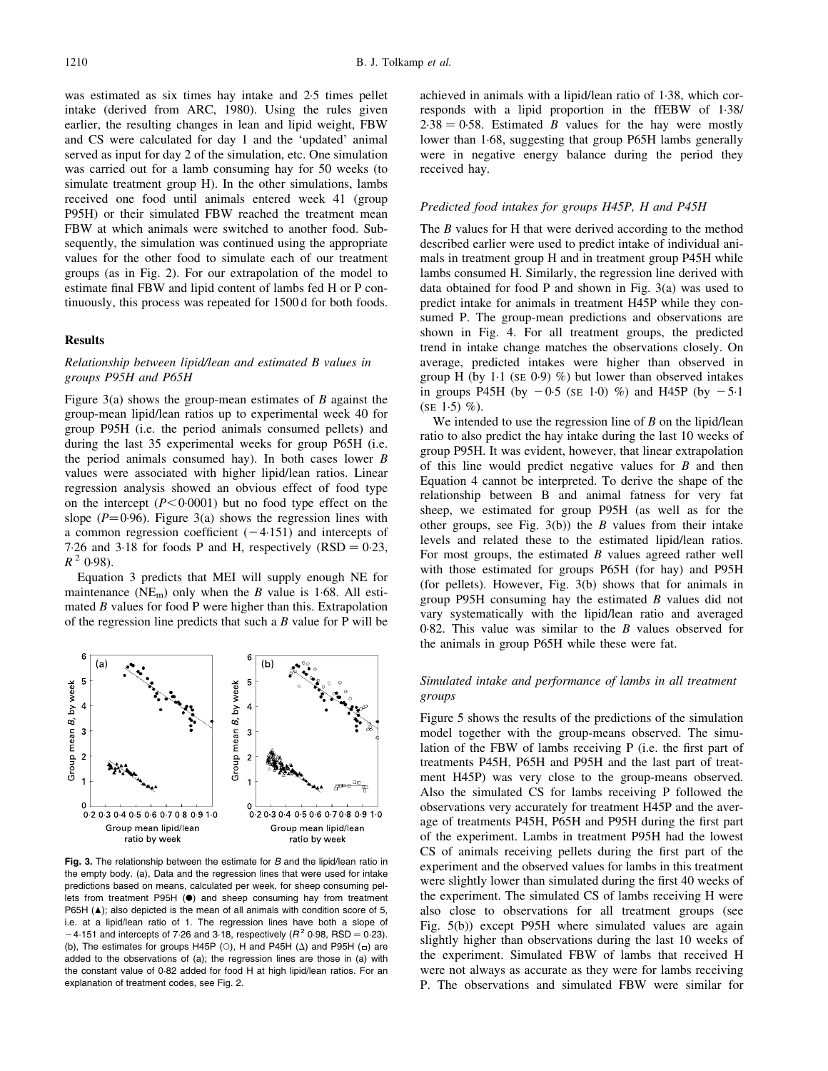was estimated as six times hay intake and 2·5 times pellet intake (derived from ARC, 1980). Using the rules given earlier, the resulting changes in lean and lipid weight, FBW and CS were calculated for day 1 and the 'updated' animal served as input for day 2 of the simulation, etc. One simulation was carried out for a lamb consuming hay for 50 weeks (to simulate treatment group H). In the other simulations, lambs received one food until animals entered week 41 (group P95H) or their simulated FBW reached the treatment mean FBW at which animals were switched to another food. Subsequently, the simulation was continued using the appropriate values for the other food to simulate each of our treatment groups (as in Fig. 2). For our extrapolation of the model to estimate final FBW and lipid content of lambs fed H or P continuously, this process was repeated for 1500 d for both foods.

## Results

### *Relationship between lipid/lean and estimated B values in groups P95H and P65H*

Figure 3(a) shows the group-mean estimates of *B* against the group-mean lipid/lean ratios up to experimental week 40 for group P95H (i.e. the period animals consumed pellets) and during the last 35 experimental weeks for group P65H (i.e. the period animals consumed hay). In both cases lower *B* values were associated with higher lipid/lean ratios. Linear regression analysis showed an obvious effect of food type on the intercept ($P<0.0001$) but no food type effect on the slope ($P=0.96$). Figure 3(a) shows the regression lines with a common regression coefficient ($-4.151$) and intercepts of 7·26 and 3·18 for foods P and H, respectively (RSD = 0·23, $R^2$ 0·98).

Equation 3 predicts that MEI will supply enough NE for maintenance ($NE_m$) only when the *B* value is 1·68. All estimated *B* values for food P were higher than this. Extrapolation of the regression line predicts that such a *B* value for P will be achieved in animals with a lipid/lean ratio of 1·38, which corresponds with a lipid proportion in the ffEBW of 1·38/2·38 = 0·58. Estimated *B* values for the hay were mostly lower than 1·68, suggesting that group P65H lambs generally were in negative energy balance during the period they received hay.

**Fig. 3.** The relationship between the estimate for *B* and the lipid/lean ratio in the empty body. (a), Data and the regression lines that were used for intake predictions based on means, calculated per week, for sheep consuming pellets from treatment P95H (●) and sheep consuming hay from treatment P65H (▲); also depicted is the mean of all animals with condition score of 5, i.e. at a lipid/lean ratio of 1. The regression lines have both a slope of $-4.151$ and intercepts of 7·26 and 3·18, respectively ($R^2$ 0·98, RSD = 0·23). (b), The estimates for groups H45P (○), H and P45H (Δ) and P95H (□) are added to the observations of (a); the regression lines are those in (a) with the constant value of 0·82 added for food H at high lipid/lean ratios. For an explanation of treatment codes, see Fig. 2.

### *Predicted food intakes for groups H45P, H and P45H*

The *B* values for H that were derived according to the method described earlier were used to predict intake of individual animals in treatment group H and in treatment group P45H while lambs consumed H. Similarly, the regression line derived with data obtained for food P and shown in Fig. 3(a) was used to predict intake for animals in treatment H45P while they consumed P. The group-mean predictions and observations are shown in Fig. 4. For all treatment groups, the predicted trend in intake change matches the observations closely. On average, predicted intakes were higher than observed in group H (by 1·1 (SE 0·9) %) but lower than observed intakes in groups P45H (by $-0.5$ (SE 1·0) %) and H45P (by $-5.1$ (SE 1·5) %).

We intended to use the regression line of *B* on the lipid/lean ratio to also predict the hay intake during the last 10 weeks of group P95H. It was evident, however, that linear extrapolation of this line would predict negative values for *B* and then Equation 4 cannot be interpreted. To derive the shape of the relationship between B and animal fatness for very fat sheep, we estimated for group P95H (as well as for the other groups, see Fig. 3(b)) the *B* values from their intake levels and related these to the estimated lipid/lean ratios. For most groups, the estimated *B* values agreed rather well with those estimated for groups P65H (for hay) and P95H (for pellets). However, Fig. 3(b) shows that for animals in group P95H consuming hay the estimated *B* values did not vary systematically with the lipid/lean ratio and averaged 0·82. This value was similar to the *B* values observed for the animals in group P65H while these were fat.

### *Simulated intake and performance of lambs in all treatment groups*

Figure 5 shows the results of the predictions of the simulation model together with the group-means observed. The simulation of the FBW of lambs receiving P (i.e. the first part of treatments P45H, P65H and P95H and the last part of treatment H45P) was very close to the group-means observed. Also the simulated CS for lambs receiving P followed the observations very accurately for treatment H45P and the average of treatments P45H, P65H and P95H during the first part of the experiment. Lambs in treatment P95H had the lowest CS of animals receiving pellets during the first part of the experiment and the observed values for lambs in this treatment were slightly lower than simulated during the first 40 weeks of the experiment. The simulated CS of lambs receiving H were also close to observations for all treatment groups (see Fig. 5(b)) except P95H where simulated values are again slightly higher than observations during the last 10 weeks of the experiment. Simulated FBW of lambs that received H were not always as accurate as they were for lambs receiving P. The observations and simulated FBW were similar for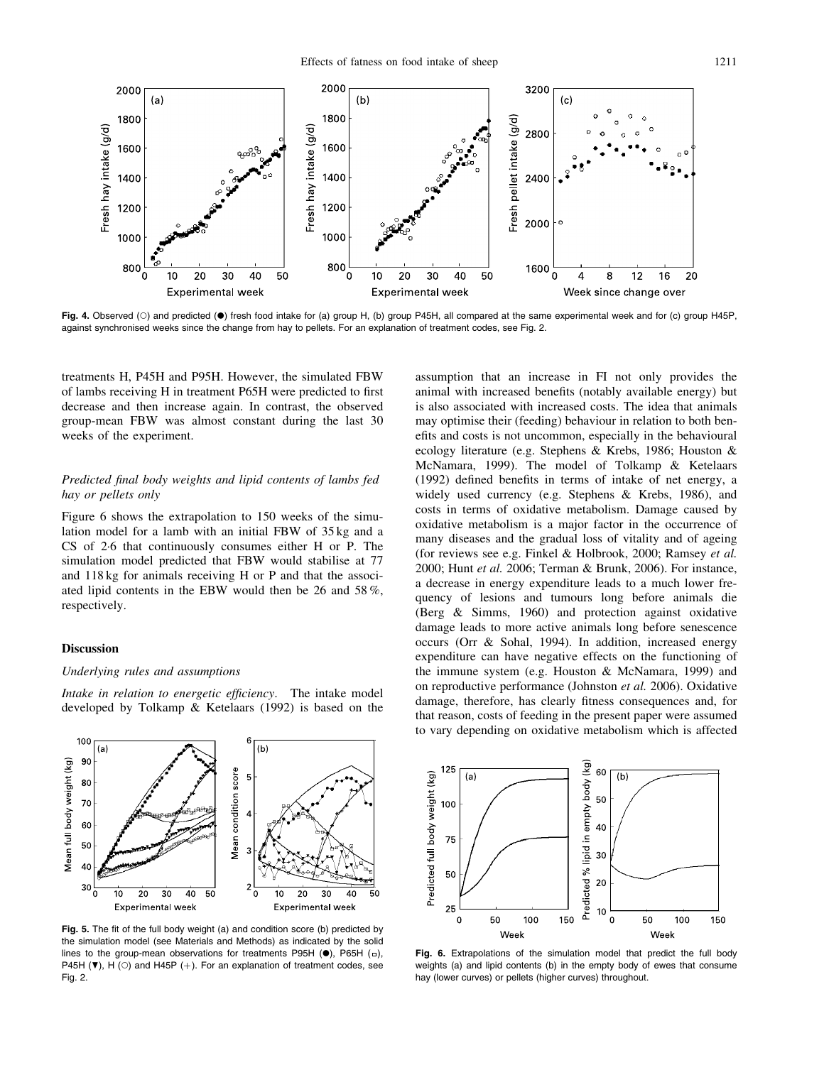Fig. 4. Observed (○) and predicted (●) fresh food intake for (a) group H, (b) group P45H, all compared at the same experimental week and for (c) group H45P, against synchronised weeks since the change from hay to pellets. For an explanation of treatment codes, see Fig. 2.

treatments H, P45H and P95H. However, the simulated FBW of lambs receiving H in treatment P65H were predicted to first decrease and then increase again. In contrast, the observed group-mean FBW was almost constant during the last 30 weeks of the experiment.

### *Predicted final body weights and lipid contents of lambs fed hay or pellets only*

Figure 6 shows the extrapolation to 150 weeks of the simulation model for a lamb with an initial FBW of 35 kg and a CS of 2·6 that continuously consumes either H or P. The simulation model predicted that FBW would stabilise at 77 and 118 kg for animals receiving H or P and that the associated lipid contents in the EBW would then be 26 and 58 %, respectively.

## Discussion

### *Underlying rules and assumptions*

*Intake in relation to energetic efficiency*. The intake model developed by Tolkamp & Ketelaars (1992) is based on the assumption that an increase in FI not only provides the animal with increased benefits (notably available energy) but is also associated with increased costs. The idea that animals may optimise their (feeding) behaviour in relation to both benefits and costs is not uncommon, especially in the behavioural ecology literature (e.g. Stephens & Krebs, 1986; Houston & McNamara, 1999). The model of Tolkamp & Ketelaars (1992) defined benefits in terms of intake of net energy, a widely used currency (e.g. Stephens & Krebs, 1986), and costs in terms of oxidative metabolism. Damage caused by oxidative metabolism is a major factor in the occurrence of many diseases and the gradual loss of vitality and of ageing (for reviews see e.g. Finkel & Holbrook, 2000; Ramsey *et al.* 2000; Hunt *et al.* 2006; Terman & Brunk, 2006). For instance, a decrease in energy expenditure leads to a much lower frequency of lesions and tumours long before animals die (Berg & Simms, 1960) and protection against oxidative damage leads to more active animals long before senescence occurs (Orr & Sohal, 1994). In addition, increased energy expenditure can have negative effects on the functioning of the immune system (e.g. Houston & McNamara, 1999) and on reproductive performance (Johnston *et al.* 2006). Oxidative damage, therefore, has clearly fitness consequences and, for that reason, costs of feeding in the present paper were assumed to vary depending on oxidative metabolism which is affected

Fig. 5. The fit of the full body weight (a) and condition score (b) predicted by the simulation model (see Materials and Methods) as indicated by the solid lines to the group-mean observations for treatments P95H (●), P65H (□), P45H (▼), H (○) and H45P (+). For an explanation of treatment codes, see Fig. 2.

Fig. 6. Extrapolations of the simulation model that predict the full body weights (a) and lipid contents (b) in the empty body of ewes that consume hay (lower curves) or pellets (higher curves) throughout.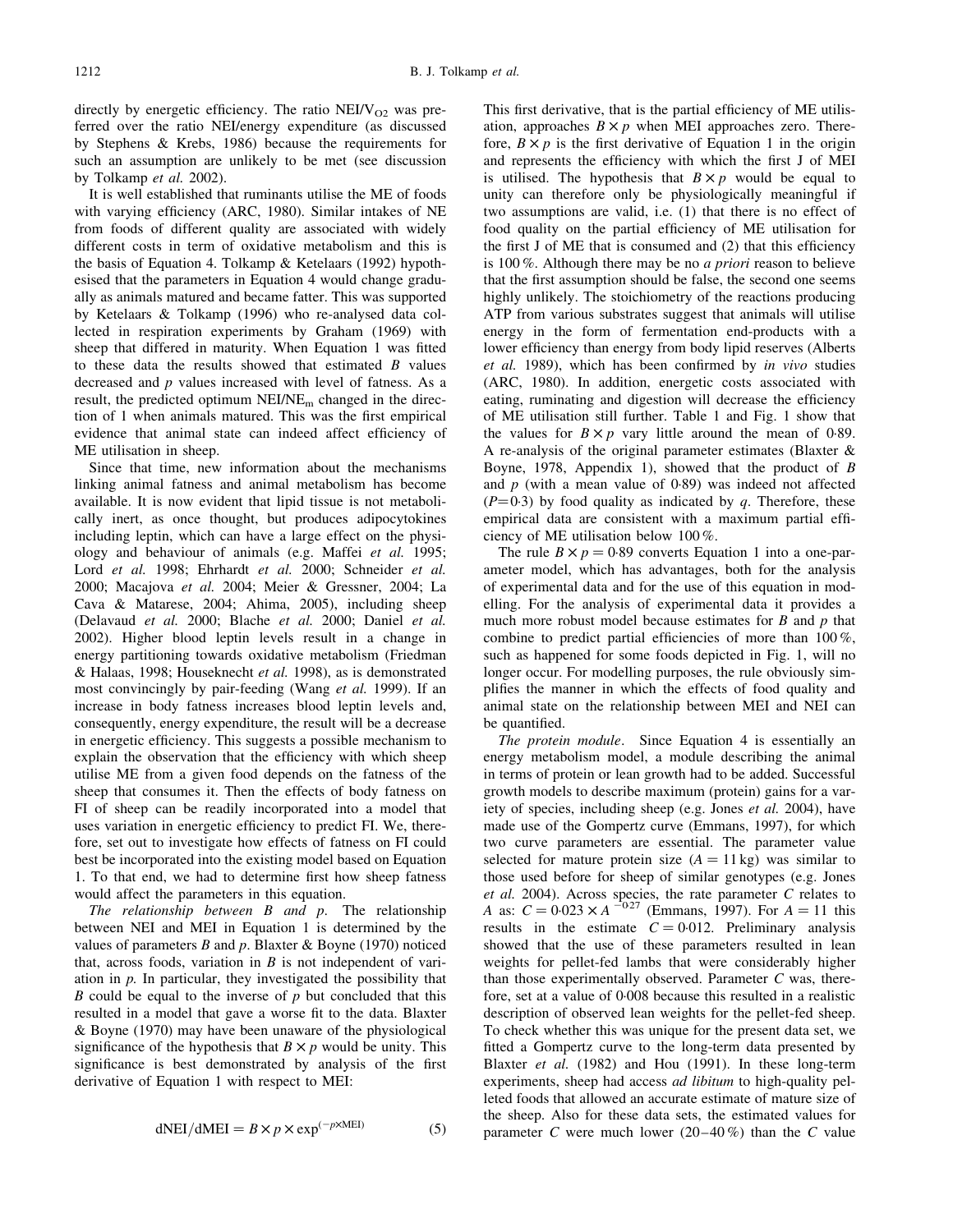directly by energetic efficiency. The ratio $NEI/V_{O2}$ was preferred over the ratio NEI/energy expenditure (as discussed by Stephens & Krebs, 1986) because the requirements for such an assumption are unlikely to be met (see discussion by Tolkamp *et al.* 2002).

It is well established that ruminants utilise the ME of foods with varying efficiency (ARC, 1980). Similar intakes of NE from foods of different quality are associated with widely different costs in term of oxidative metabolism and this is the basis of Equation 4. Tolkamp & Ketelaars (1992) hypothesised that the parameters in Equation 4 would change gradually as animals matured and became fatter. This was supported by Ketelaars & Tolkamp (1996) who re-analysed data collected in respiration experiments by Graham (1969) with sheep that differed in maturity. When Equation 1 was fitted to these data the results showed that estimated $B$ values decreased and $p$ values increased with level of fatness. As a result, the predicted optimum $NEI/NE_m$ changed in the direction of 1 when animals matured. This was the first empirical evidence that animal state can indeed affect efficiency of ME utilisation in sheep.

Since that time, new information about the mechanisms linking animal fatness and animal metabolism has become available. It is now evident that lipid tissue is not metabolically inert, as once thought, but produces adipocytokines including leptin, which can have a large effect on the physiology and behaviour of animals (e.g. Maffei *et al.* 1995; Lord *et al.* 1998; Ehrhardt *et al.* 2000; Schneider *et al.* 2000; Macajova *et al.* 2004; Meier & Gressner, 2004; La Cava & Matarese, 2004; Ahima, 2005), including sheep (Delavaud *et al.* 2000; Blache *et al.* 2000; Daniel *et al.* 2002). Higher blood leptin levels result in a change in energy partitioning towards oxidative metabolism (Friedman & Halaas, 1998; Houseknecht *et al.* 1998), as is demonstrated most convincingly by pair-feeding (Wang *et al.* 1999). If an increase in body fatness increases blood leptin levels and, consequently, energy expenditure, the result will be a decrease in energetic efficiency. This suggests a possible mechanism to explain the observation that the efficiency with which sheep utilise ME from a given food depends on the fatness of the sheep that consumes it. Then the effects of body fatness on FI of sheep can be readily incorporated into a model that uses variation in energetic efficiency to predict FI. We, therefore, set out to investigate how effects of fatness on FI could best be incorporated into the existing model based on Equation 1. To that end, we had to determine first how sheep fatness would affect the parameters in this equation.

*The relationship between B and p.* The relationship between NEI and MEI in Equation 1 is determined by the values of parameters $B$ and $p$. Blaxter & Boyne (1970) noticed that, across foods, variation in $B$ is not independent of variation in $p$. In particular, they investigated the possibility that $B$ could be equal to the inverse of $p$ but concluded that this resulted in a model that gave a worse fit to the data. Blaxter & Boyne (1970) may have been unaware of the physiological significance of the hypothesis that $B \times p$ would be unity. This significance is best demonstrated by analysis of the first derivative of Equation 1 with respect to MEI:

$$dNEI/dMEI = B \times p \times \exp^{(-p \times MEI)} \qquad (5)$$

This first derivative, that is the partial efficiency of ME utilisation, approaches $B \times p$ when MEI approaches zero. Therefore, $B \times p$ is the first derivative of Equation 1 in the origin and represents the efficiency with which the first J of MEI is utilised. The hypothesis that $B \times p$ would be equal to unity can therefore only be physiologically meaningful if two assumptions are valid, i.e. (1) that there is no effect of food quality on the partial efficiency of ME utilisation for the first J of ME that is consumed and (2) that this efficiency is 100 %. Although there may be no *a priori* reason to believe that the first assumption should be false, the second one seems highly unlikely. The stoichiometry of the reactions producing ATP from various substrates suggest that animals will utilise energy in the form of fermentation end-products with a lower efficiency than energy from body lipid reserves (Alberts *et al.* 1989), which has been confirmed by *in vivo* studies (ARC, 1980). In addition, energetic costs associated with eating, ruminating and digestion will decrease the efficiency of ME utilisation still further. Table 1 and Fig. 1 show that the values for $B \times p$ vary little around the mean of 0·89. A re-analysis of the original parameter estimates (Blaxter & Boyne, 1978, Appendix 1), showed that the product of $B$ and $p$ (with a mean value of 0·89) was indeed not affected ($P=0·3$) by food quality as indicated by $q$. Therefore, these empirical data are consistent with a maximum partial efficiency of ME utilisation below 100 %.

The rule $B \times p = 0·89$ converts Equation 1 into a one-parameter model, which has advantages, both for the analysis of experimental data and for the use of this equation in modelling. For the analysis of experimental data it provides a much more robust model because estimates for $B$ and $p$ that combine to predict partial efficiencies of more than 100 %, such as happened for some foods depicted in Fig. 1, will no longer occur. For modelling purposes, the rule obviously simplifies the manner in which the effects of food quality and animal state on the relationship between MEI and NEI can be quantified.

*The protein module.* Since Equation 4 is essentially an energy metabolism model, a module describing the animal in terms of protein or lean growth had to be added. Successful growth models to describe maximum (protein) gains for a variety of species, including sheep (e.g. Jones *et al.* 2004), have made use of the Gompertz curve (Emmans, 1997), for which two curve parameters are essential. The parameter value selected for mature protein size ($A = 11$ kg) was similar to those used before for sheep of similar genotypes (e.g. Jones *et al.* 2004). Across species, the rate parameter $C$ relates to $A$ as: $C = 0·023 \times A^{-0·27}$ (Emmans, 1997). For $A = 11$ this results in the estimate $C = 0·012$. Preliminary analysis showed that the use of these parameters resulted in lean weights for pellet-fed lambs that were considerably higher than those experimentally observed. Parameter $C$ was, therefore, set at a value of 0·008 because this resulted in a realistic description of observed lean weights for the pellet-fed sheep. To check whether this was unique for the present data set, we fitted a Gompertz curve to the long-term data presented by Blaxter *et al.* (1982) and Hou (1991). In these long-term experiments, sheep had access *ad libitum* to high-quality pelleted foods that allowed an accurate estimate of mature size of the sheep. Also for these data sets, the estimated values for parameter $C$ were much lower (20–40 %) than the $C$ value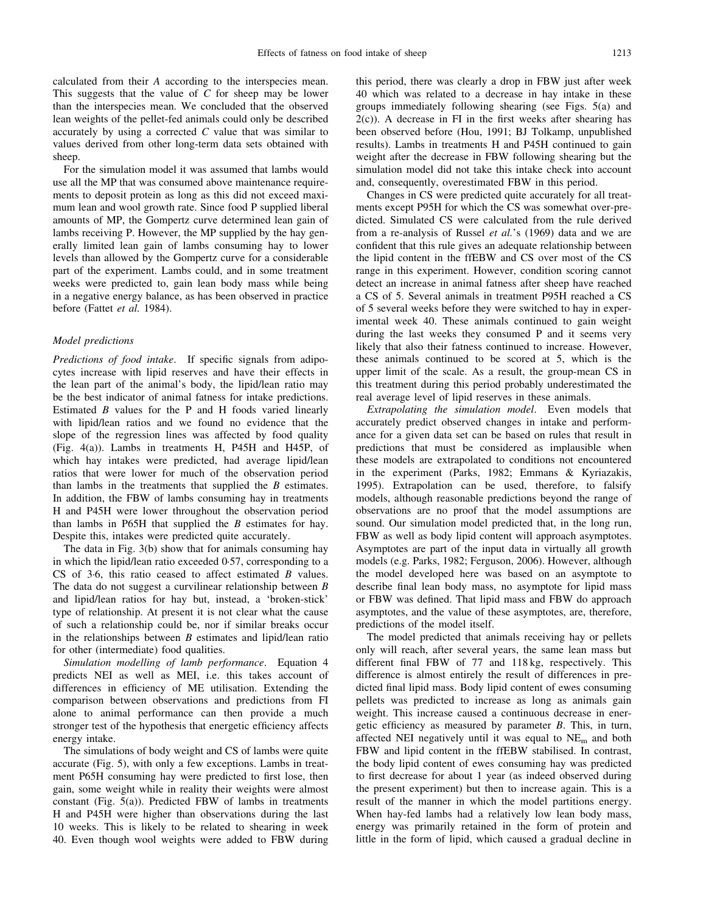calculated from their *A* according to the interspecies mean. This suggests that the value of *C* for sheep may be lower than the interspecies mean. We concluded that the observed lean weights of the pellet-fed animals could only be described accurately by using a corrected *C* value that was similar to values derived from other long-term data sets obtained with sheep.

For the simulation model it was assumed that lambs would use all the MP that was consumed above maintenance requirements to deposit protein as long as this did not exceed maximum lean and wool growth rate. Since food P supplied liberal amounts of MP, the Gompertz curve determined lean gain of lambs receiving P. However, the MP supplied by the hay generally limited lean gain of lambs consuming hay to lower levels than allowed by the Gompertz curve for a considerable part of the experiment. Lambs could, and in some treatment weeks were predicted to, gain lean body mass while being in a negative energy balance, as has been observed in practice before (Fattet *et al.* 1984).

### Model predictions

*Predictions of food intake*. If specific signals from adipocytes increase with lipid reserves and have their effects in the lean part of the animal's body, the lipid/lean ratio may be the best indicator of animal fatness for intake predictions. Estimated *B* values for the P and H foods varied linearly with lipid/lean ratios and we found no evidence that the slope of the regression lines was affected by food quality (Fig. 4(a)). Lambs in treatments H, P45H and H45P, of which hay intakes were predicted, had average lipid/lean ratios that were lower for much of the observation period than lambs in the treatments that supplied the *B* estimates. In addition, the FBW of lambs consuming hay in treatments H and P45H were lower throughout the observation period than lambs in P65H that supplied the *B* estimates for hay. Despite this, intakes were predicted quite accurately.

The data in Fig. 3(b) show that for animals consuming hay in which the lipid/lean ratio exceeded 0·57, corresponding to a CS of 3·6, this ratio ceased to affect estimated *B* values. The data do not suggest a curvilinear relationship between *B* and lipid/lean ratios for hay but, instead, a 'broken-stick' type of relationship. At present it is not clear what the cause of such a relationship could be, nor if similar breaks occur in the relationships between *B* estimates and lipid/lean ratio for other (intermediate) food qualities.

*Simulation modelling of lamb performance*. Equation 4 predicts NEI as well as MEI, i.e. this takes account of differences in efficiency of ME utilisation. Extending the comparison between observations and predictions from FI alone to animal performance can then provide a much stronger test of the hypothesis that energetic efficiency affects energy intake.

The simulations of body weight and CS of lambs were quite accurate (Fig. 5), with only a few exceptions. Lambs in treatment P65H consuming hay were predicted to first lose, then gain, some weight while in reality their weights were almost constant (Fig. 5(a)). Predicted FBW of lambs in treatments H and P45H were higher than observations during the last 10 weeks. This is likely to be related to shearing in week 40. Even though wool weights were added to FBW during this period, there was clearly a drop in FBW just after week 40 which was related to a decrease in hay intake in these groups immediately following shearing (see Figs. 5(a) and 2(c)). A decrease in FI in the first weeks after shearing has been observed before (Hou, 1991; BJ Tolkamp, unpublished results). Lambs in treatments H and P45H continued to gain weight after the decrease in FBW following shearing but the simulation model did not take this intake check into account and, consequently, overestimated FBW in this period.

Changes in CS were predicted quite accurately for all treatments except P95H for which the CS was somewhat over-predicted. Simulated CS were calculated from the rule derived from a re-analysis of Russel *et al.*'s (1969) data and we are confident that this rule gives an adequate relationship between the lipid content in the ffEBW and CS over most of the CS range in this experiment. However, condition scoring cannot detect an increase in animal fatness after sheep have reached a CS of 5. Several animals in treatment P95H reached a CS of 5 several weeks before they were switched to hay in experimental week 40. These animals continued to gain weight during the last weeks they consumed P and it seems very likely that also their fatness continued to increase. However, these animals continued to be scored at 5, which is the upper limit of the scale. As a result, the group-mean CS in this treatment during this period probably underestimated the real average level of lipid reserves in these animals.

*Extrapolating the simulation model*. Even models that accurately predict observed changes in intake and performance for a given data set can be based on rules that result in predictions that must be considered as implausible when these models are extrapolated to conditions not encountered in the experiment (Parks, 1982; Emmans & Kyriazakis, 1995). Extrapolation can be used, therefore, to falsify models, although reasonable predictions beyond the range of observations are no proof that the model assumptions are sound. Our simulation model predicted that, in the long run, FBW as well as body lipid content will approach asymptotes. Asymptotes are part of the input data in virtually all growth models (e.g. Parks, 1982; Ferguson, 2006). However, although the model developed here was based on an asymptote to describe final lean body mass, no asymptote for lipid mass or FBW was defined. That lipid mass and FBW do approach asymptotes, and the value of these asymptotes, are, therefore, predictions of the model itself.

The model predicted that animals receiving hay or pellets only will reach, after several years, the same lean mass but different final FBW of 77 and 118 kg, respectively. This difference is almost entirely the result of differences in predicted final lipid mass. Body lipid content of ewes consuming pellets was predicted to increase as long as animals gain weight. This increase caused a continuous decrease in energetic efficiency as measured by parameter *B*. This, in turn, affected NEI negatively until it was equal to $NE_m$ and both FBW and lipid content in the ffEBW stabilised. In contrast, the body lipid content of ewes consuming hay was predicted to first decrease for about 1 year (as indeed observed during the present experiment) but then to increase again. This is a result of the manner in which the model partitions energy. When hay-fed lambs had a relatively low lean body mass, energy was primarily retained in the form of protein and little in the form of lipid, which caused a gradual decline in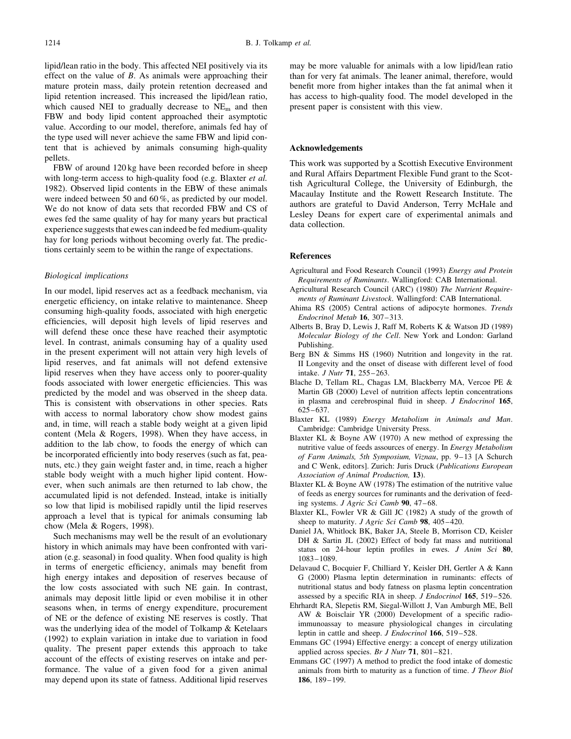lipid/lean ratio in the body. This affected NEI positively via its effect on the value of $B$. As animals were approaching their mature protein mass, daily protein retention decreased and lipid retention increased. This increased the lipid/lean ratio, which caused NEI to gradually decrease to $NE_m$ and then FBW and body lipid content approached their asymptotic value. According to our model, therefore, animals fed hay of the type used will never achieve the same FBW and lipid content that is achieved by animals consuming high-quality pellets.

FBW of around 120 kg have been recorded before in sheep with long-term access to high-quality food (e.g. Blaxter *et al.* 1982). Observed lipid contents in the EBW of these animals were indeed between 50 and 60 %, as predicted by our model. We do not know of data sets that recorded FBW and CS of ewes fed the same quality of hay for many years but practical experience suggests that ewes can indeed be fed medium-quality hay for long periods without becoming overly fat. The predictions certainly seem to be within the range of expectations.

### *Biological implications*

In our model, lipid reserves act as a feedback mechanism, via energetic efficiency, on intake relative to maintenance. Sheep consuming high-quality foods, associated with high energetic efficiencies, will deposit high levels of lipid reserves and will defend these once these have reached their asymptotic level. In contrast, animals consuming hay of a quality used in the present experiment will not attain very high levels of lipid reserves, and fat animals will not defend extensive lipid reserves when they have access only to poorer-quality foods associated with lower energetic efficiencies. This was predicted by the model and was observed in the sheep data. This is consistent with observations in other species. Rats with access to normal laboratory chow show modest gains and, in time, will reach a stable body weight at a given lipid content (Mela & Rogers, 1998). When they have access, in addition to the lab chow, to foods the energy of which can be incorporated efficiently into body reserves (such as fat, peanuts, etc.) they gain weight faster and, in time, reach a higher stable body weight with a much higher lipid content. However, when such animals are then returned to lab chow, the accumulated lipid is not defended. Instead, intake is initially so low that lipid is mobilised rapidly until the lipid reserves approach a level that is typical for animals consuming lab chow (Mela & Rogers, 1998).

Such mechanisms may well be the result of an evolutionary history in which animals may have been confronted with variation (e.g. seasonal) in food quality. When food quality is high in terms of energetic efficiency, animals may benefit from high energy intakes and deposition of reserves because of the low costs associated with such NE gain. In contrast, animals may deposit little lipid or even mobilise it in other seasons when, in terms of energy expenditure, procurement of NE or the defence of existing NE reserves is costly. That was the underlying idea of the model of Tolkamp & Ketelaars (1992) to explain variation in intake due to variation in food quality. The present paper extends this approach to take account of the effects of existing reserves on intake and performance. The value of a given food for a given animal may depend upon its state of fatness. Additional lipid reserves may be more valuable for animals with a low lipid/lean ratio than for very fat animals. The leaner animal, therefore, would benefit more from higher intakes than the fat animal when it has access to high-quality food. The model developed in the present paper is consistent with this view.

## Acknowledgements

This work was supported by a Scottish Executive Environment and Rural Affairs Department Flexible Fund grant to the Scottish Agricultural College, the University of Edinburgh, the Macaulay Institute and the Rowett Research Institute. The authors are grateful to David Anderson, Terry McHale and Lesley Deans for expert care of experimental animals and data collection.

## References

Agricultural and Food Research Council (1993) *Energy and Protein Requirements of Ruminants*. Wallingford: CAB International.

Agricultural Research Council (ARC) (1980) *The Nutrient Requirements of Ruminant Livestock*. Wallingford: CAB International.

Ahima RS (2005) Central actions of adipocyte hormones. *Trends Endocrinol Metab* **16**, 307–313.

Alberts B, Bray D, Lewis J, Raff M, Roberts K & Watson JD (1989) *Molecular Biology of the Cell*. New York and London: Garland Publishing.

Berg BN & Simms HS (1960) Nutrition and longevity in the rat. II Longevity and the onset of disease with different level of food intake. *J Nutr* **71**, 255–263.

Blache D, Tellam RL, Chagas LM, Blackberry MA, Vercoe PE & Martin GB (2000) Level of nutrition affects leptin concentrations in plasma and cerebrospinal fluid in sheep. *J Endocrinol* **165**, 625–637.

Blaxter KL (1989) *Energy Metabolism in Animals and Man*. Cambridge: Cambridge University Press.

Blaxter KL & Boyne AW (1970) A new method of expressing the nutritive value of feeds assources of energy. In *Energy Metabolism of Farm Animals, 5th Symposium, Viznau*, pp. 9–13 [A Schurch and C Wenk, editors]. Zurich: Juris Druck (*Publications European Association of Animal Production,* **13**).

Blaxter KL & Boyne AW (1978) The estimation of the nutritive value of feeds as energy sources for ruminants and the derivation of feeding systems. *J Agric Sci Camb* **90**, 47–68.

Blaxter KL, Fowler VR & Gill JC (1982) A study of the growth of sheep to maturity. *J Agric Sci Camb* **98**, 405–420.

Daniel JA, Whitlock BK, Baker JA, Steele B, Morrison CD, Keisler DH & Sartin JL (2002) Effect of body fat mass and nutritional status on 24-hour leptin profiles in ewes. *J Anim Sci* **80**, 1083–1089.

Delavaud C, Bocquier F, Chilliard Y, Keisler DH, Gertler A & Kann G (2000) Plasma leptin determination in ruminants: effects of nutritional status and body fatness on plasma leptin concentration assessed by a specific RIA in sheep. *J Endocrinol* **165**, 519–526.

Ehrhardt RA, Slepetis RM, Siegal-Willott J, Van Amburgh ME, Bell AW & Boisclair YR (2000) Development of a specific radioimmunoassay to measure physiological changes in circulating leptin in cattle and sheep. *J Endocrinol* **166**, 519–528.

Emmans GC (1994) Effective energy: a concept of energy utilization applied across species. *Br J Nutr* **71**, 801–821.

Emmans GC (1997) A method to predict the food intake of domestic animals from birth to maturity as a function of time. *J Theor Biol* **186**, 189–199.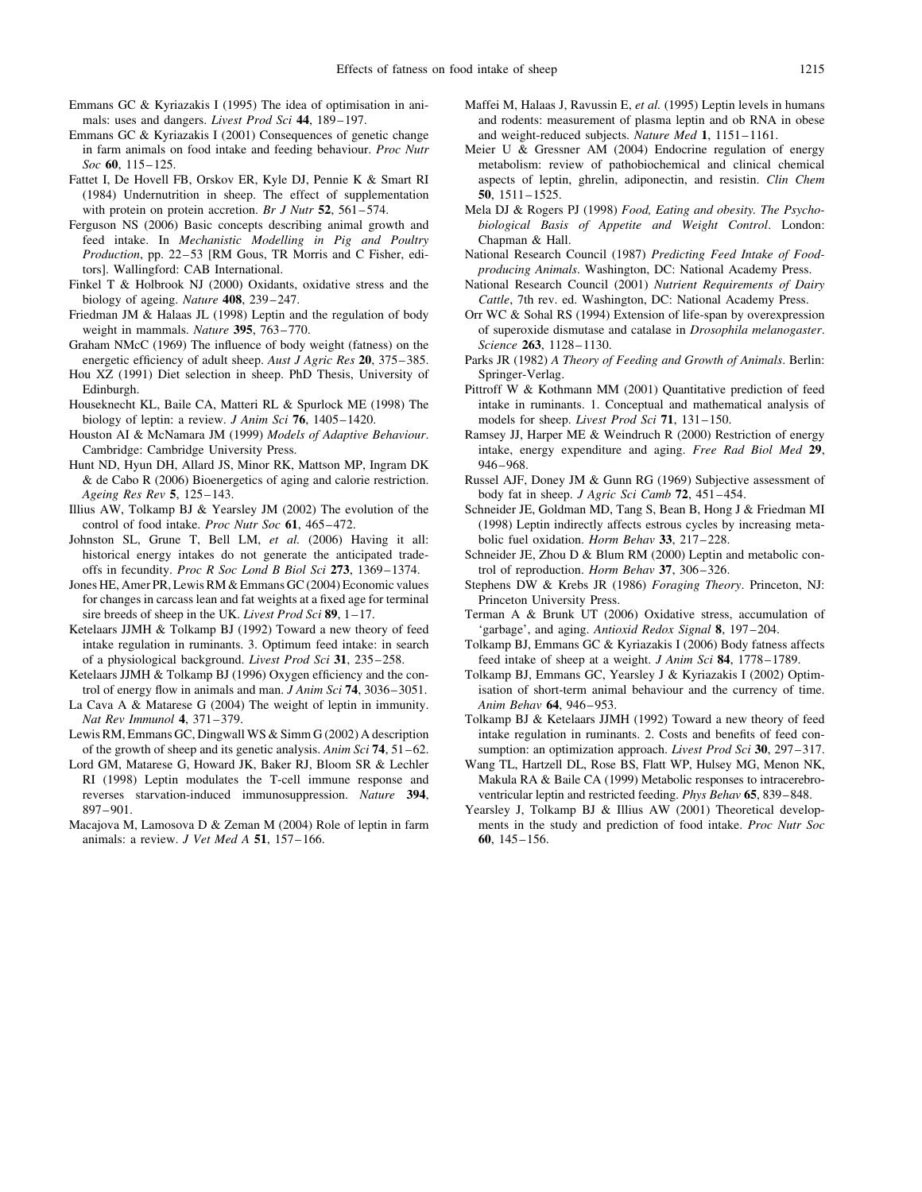Emmans GC & Kyriazakis I (1995) The idea of optimisation in animals: uses and dangers. *Livest Prod Sci* **44**, 189–197.

Emmans GC & Kyriazakis I (2001) Consequences of genetic change in farm animals on food intake and feeding behaviour. *Proc Nutr Soc* **60**, 115–125.

Fattet I, De Hovell FB, Orskov ER, Kyle DJ, Pennie K & Smart RI (1984) Undernutrition in sheep. The effect of supplementation with protein on protein accretion. *Br J Nutr* **52**, 561–574.

Ferguson NS (2006) Basic concepts describing animal growth and feed intake. In *Mechanistic Modelling in Pig and Poultry Production*, pp. 22–53 [RM Gous, TR Morris and C Fisher, editors]. Wallingford: CAB International.

Finkel T & Holbrook NJ (2000) Oxidants, oxidative stress and the biology of ageing. *Nature* **408**, 239–247.

Friedman JM & Halaas JL (1998) Leptin and the regulation of body weight in mammals. *Nature* **395**, 763–770.

Graham NMcC (1969) The influence of body weight (fatness) on the energetic efficiency of adult sheep. *Aust J Agric Res* **20**, 375–385.

Hou XZ (1991) Diet selection in sheep. PhD Thesis, University of Edinburgh.

Houseknecht KL, Baile CA, Matteri RL & Spurlock ME (1998) The biology of leptin: a review. *J Anim Sci* **76**, 1405–1420.

Houston AI & McNamara JM (1999) *Models of Adaptive Behaviour*. Cambridge: Cambridge University Press.

Hunt ND, Hyun DH, Allard JS, Minor RK, Mattson MP, Ingram DK & de Cabo R (2006) Bioenergetics of aging and calorie restriction. *Ageing Res Rev* **5**, 125–143.

Illius AW, Tolkamp BJ & Yearsley JM (2002) The evolution of the control of food intake. *Proc Nutr Soc* **61**, 465–472.

Johnston SL, Grune T, Bell LM, *et al.* (2006) Having it all: historical energy intakes do not generate the anticipated trade-offs in fecundity. *Proc R Soc Lond B Biol Sci* **273**, 1369–1374.

Jones HE, Amer PR, Lewis RM & Emmans GC (2004) Economic values for changes in carcass lean and fat weights at a fixed age for terminal sire breeds of sheep in the UK. *Livest Prod Sci* **89**, 1–17.

Ketelaars JJMH & Tolkamp BJ (1992) Toward a new theory of feed intake regulation in ruminants. 3. Optimum feed intake: in search of a physiological background. *Livest Prod Sci* **31**, 235–258.

Ketelaars JJMH & Tolkamp BJ (1996) Oxygen efficiency and the control of energy flow in animals and man. *J Anim Sci* **74**, 3036–3051.

La Cava A & Matarese G (2004) The weight of leptin in immunity. *Nat Rev Immunol* **4**, 371–379.

Lewis RM, Emmans GC, Dingwall WS & Simm G (2002) A description of the growth of sheep and its genetic analysis. *Anim Sci* **74**, 51–62.

Lord GM, Matarese G, Howard JK, Baker RJ, Bloom SR & Lechler RI (1998) Leptin modulates the T-cell immune response and reverses starvation-induced immunosuppression. *Nature* **394**, 897–901.

Macajova M, Lamosova D & Zeman M (2004) Role of leptin in farm animals: a review. *J Vet Med A* **51**, 157–166.

Maffei M, Halaas J, Ravussin E, *et al.* (1995) Leptin levels in humans and rodents: measurement of plasma leptin and ob RNA in obese and weight-reduced subjects. *Nature Med* **1**, 1151–1161.

Meier U & Gressner AM (2004) Endocrine regulation of energy metabolism: review of pathobiochemical and clinical chemical aspects of leptin, ghrelin, adiponectin, and resistin. *Clin Chem* **50**, 1511–1525.

Mela DJ & Rogers PJ (1998) *Food, Eating and obesity. The Psychobiological Basis of Appetite and Weight Control*. London: Chapman & Hall.

National Research Council (1987) *Predicting Feed Intake of Food-producing Animals*. Washington, DC: National Academy Press.

National Research Council (2001) *Nutrient Requirements of Dairy Cattle*, 7th rev. ed. Washington, DC: National Academy Press.

Orr WC & Sohal RS (1994) Extension of life-span by overexpression of superoxide dismutase and catalase in *Drosophila melanogaster*. *Science* **263**, 1128–1130.

Parks JR (1982) *A Theory of Feeding and Growth of Animals*. Berlin: Springer-Verlag.

Pittroff W & Kothmann MM (2001) Quantitative prediction of feed intake in ruminants. 1. Conceptual and mathematical analysis of models for sheep. *Livest Prod Sci* **71**, 131–150.

Ramsey JJ, Harper ME & Weindruch R (2000) Restriction of energy intake, energy expenditure and aging. *Free Rad Biol Med* **29**, 946–968.

Russel AJF, Doney JM & Gunn RG (1969) Subjective assessment of body fat in sheep. *J Agric Sci Camb* **72**, 451–454.

Schneider JE, Goldman MD, Tang S, Bean B, Hong J & Friedman MI (1998) Leptin indirectly affects estrous cycles by increasing metabolic fuel oxidation. *Horm Behav* **33**, 217–228.

Schneider JE, Zhou D & Blum RM (2000) Leptin and metabolic control of reproduction. *Horm Behav* **37**, 306–326.

Stephens DW & Krebs JR (1986) *Foraging Theory*. Princeton, NJ: Princeton University Press.

Terman A & Brunk UT (2006) Oxidative stress, accumulation of 'garbage', and aging. *Antioxid Redox Signal* **8**, 197–204.

Tolkamp BJ, Emmans GC & Kyriazakis I (2006) Body fatness affects feed intake of sheep at a weight. *J Anim Sci* **84**, 1778–1789.

Tolkamp BJ, Emmans GC, Yearsley J & Kyriazakis I (2002) Optimisation of short-term animal behaviour and the currency of time. *Anim Behav* **64**, 946–953.

Tolkamp BJ & Ketelaars JJMH (1992) Toward a new theory of feed intake regulation in ruminants. 2. Costs and benefits of feed consumption: an optimization approach. *Livest Prod Sci* **30**, 297–317.

Wang TL, Hartzell DL, Rose BS, Flatt WP, Hulsey MG, Menon NK, Makula RA & Baile CA (1999) Metabolic responses to intracerebroventricular leptin and restricted feeding. *Phys Behav* **65**, 839–848.

Yearsley J, Tolkamp BJ & Illius AW (2001) Theoretical developments in the study and prediction of food intake. *Proc Nutr Soc* **60**, 145–156.